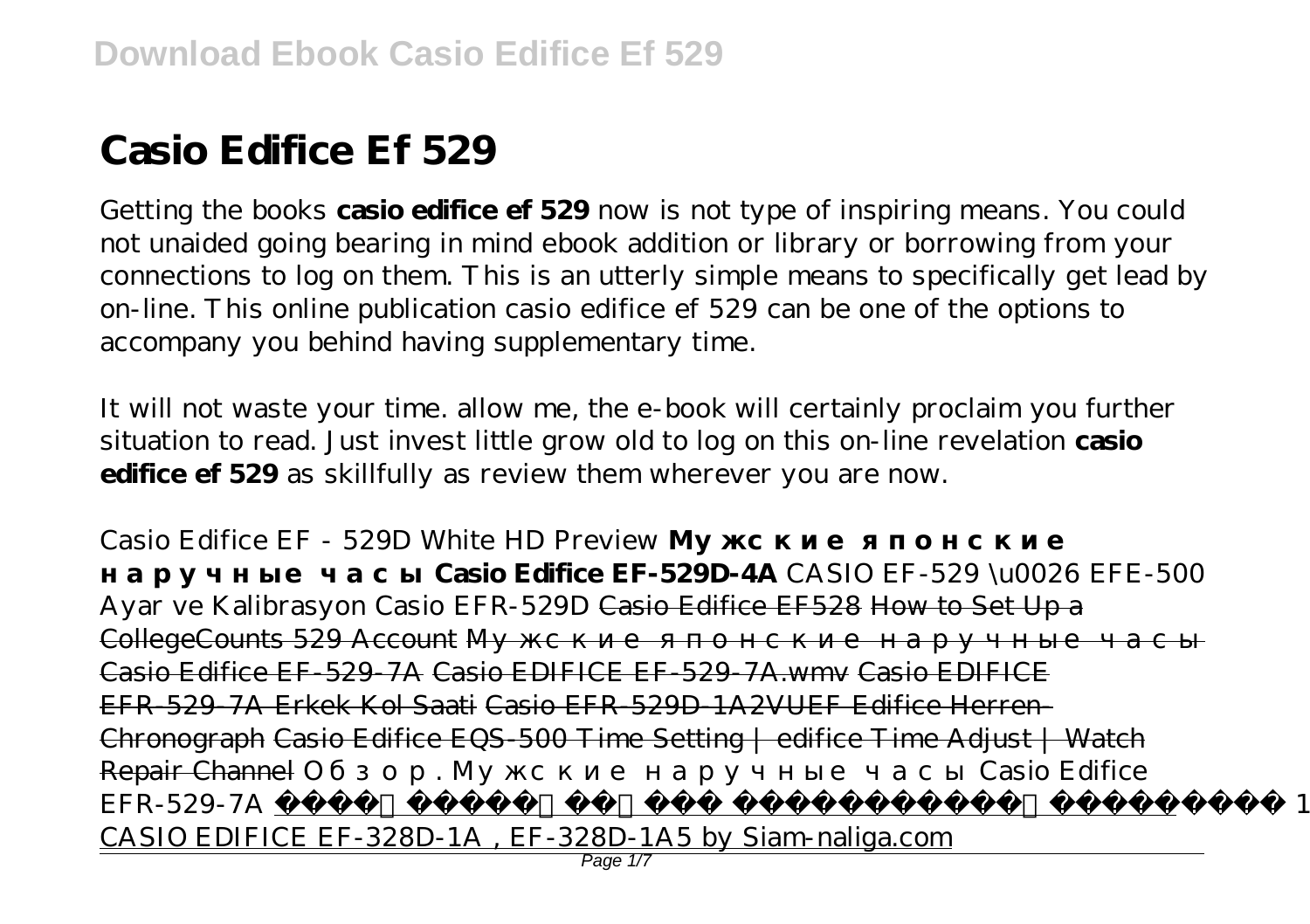# Casio Edifice Ef 529

Getting the books **casio edifice ef 529** now is not type of inspiring means. You could not unaided going bearing in mind ebook addition or library or borrowing from your connections to log on them. This is an utterly simple means to specifically get lead by on-line. This online publication casio edifice ef 529 can be one of the options to accompany you behind having supplementary time.

It will not waste your time. allow me, the e-book will certainly proclaim you further situation to read. Just invest little grow old to log on this on-line revelation **casio edifice ef 529** as skillfully as review them wherever you are now.

*Casio Edifice EF - 529D White HD Preview* **Мужские японские наручные часы Casio Edifice EF-529D-4A** *CASIO EF-529 \u0026 EFE-500 Ayar ve Kalibrasyon Casio EFR-529D* ~~Casio Edifice EF528~~ ~~How to Set Up a CollegeCounts 529 Account~~ ~~Мужские японские наручные часы Casio Edifice EF-529-7A~~ ~~Casio EDIFICE EF-529-7A.wmv~~ ~~Casio EDIFICE EFR-529-7A Erkek Kol Saati~~ ~~Casio EFR-529D-1A2VUEF Edifice Herren-Chronograph~~ ~~Casio Edifice EQS-500 Time Setting | edifice Time Adjust | Watch Repair Channel~~ *Обзор. Мужские наручные часы Casio Edifice EFR-529-7A* ~~1 CASIO EDIFICE EF-328D-1A , EF-328D-1A5 by Siam-naliga.com~~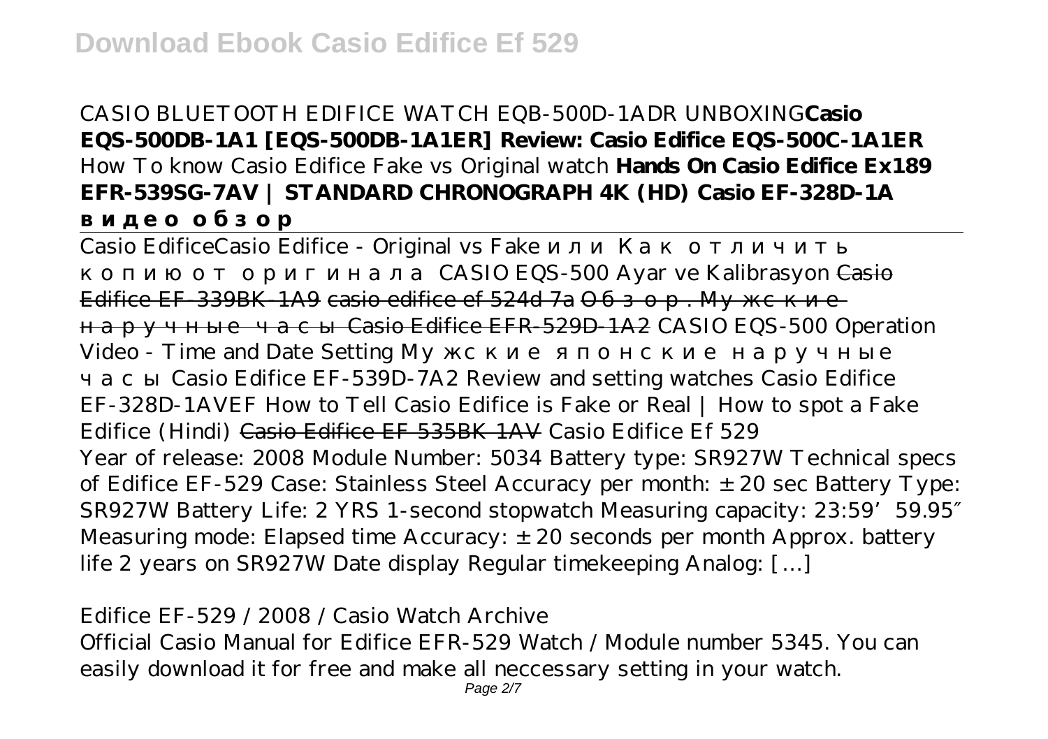# Download Ebook Casio Edifice Ef 529

*CASIO BLUETOOTH EDIFICE WATCH EQB-500D-1ADR UNBOXING* **Casio EQS-500DB-1A1 [EQS-500DB-1A1ER] Review: Casio Edifice EQS-500C-1A1ER** *How To know Casio Edifice Fake vs Original watch* **Hands On Casio Edifice Ex189 EFR-539SG-7AV | STANDARD CHRONOGRAPH 4K (HD) Casio EF-328D-1A видео обзор**

Casio Edifice*Casio Edifice - Original vs Fake или Как отличить копию от оригинала* *CASIO EQS-500 Ayar ve Kalibrasyon* ~~Casio Edifice EF-339BK-1A9~~ ~~casio edifice ef 524d 7a~~ ~~Обзор. Мужские наручные часы Casio Edifice EFR-529D-1A2~~ *CASIO EQS-500 Operation Video - Time and Date Setting* *Мужские японские наручные часы Casio Edifice EF-539D-7A2* *Review and setting watches Casio Edifice EF-328D-1AVEF* *How to Tell Casio Edifice is Fake or Real | How to spot a Fake Edifice (Hindi)* ~~Casio Edifice EF 535BK 1AV~~ *Casio Edifice Ef 529*

Year of release: 2008 Module Number: 5034 Battery type: SR927W Technical specs of Edifice EF-529 Case: Stainless Steel Accuracy per month: ±20 sec Battery Type: SR927W Battery Life: 2 YRS 1-second stopwatch Measuring capacity: 23:59’59.95″ Measuring mode: Elapsed time Accuracy: ±20 seconds per month Approx. battery life 2 years on SR927W Date display Regular timekeeping Analog: […]

*Edifice EF-529 / 2008 / Casio Watch Archive*

Official Casio Manual for Edifice EFR-529 Watch / Module number 5345. You can easily download it for free and make all neccessary setting in your watch.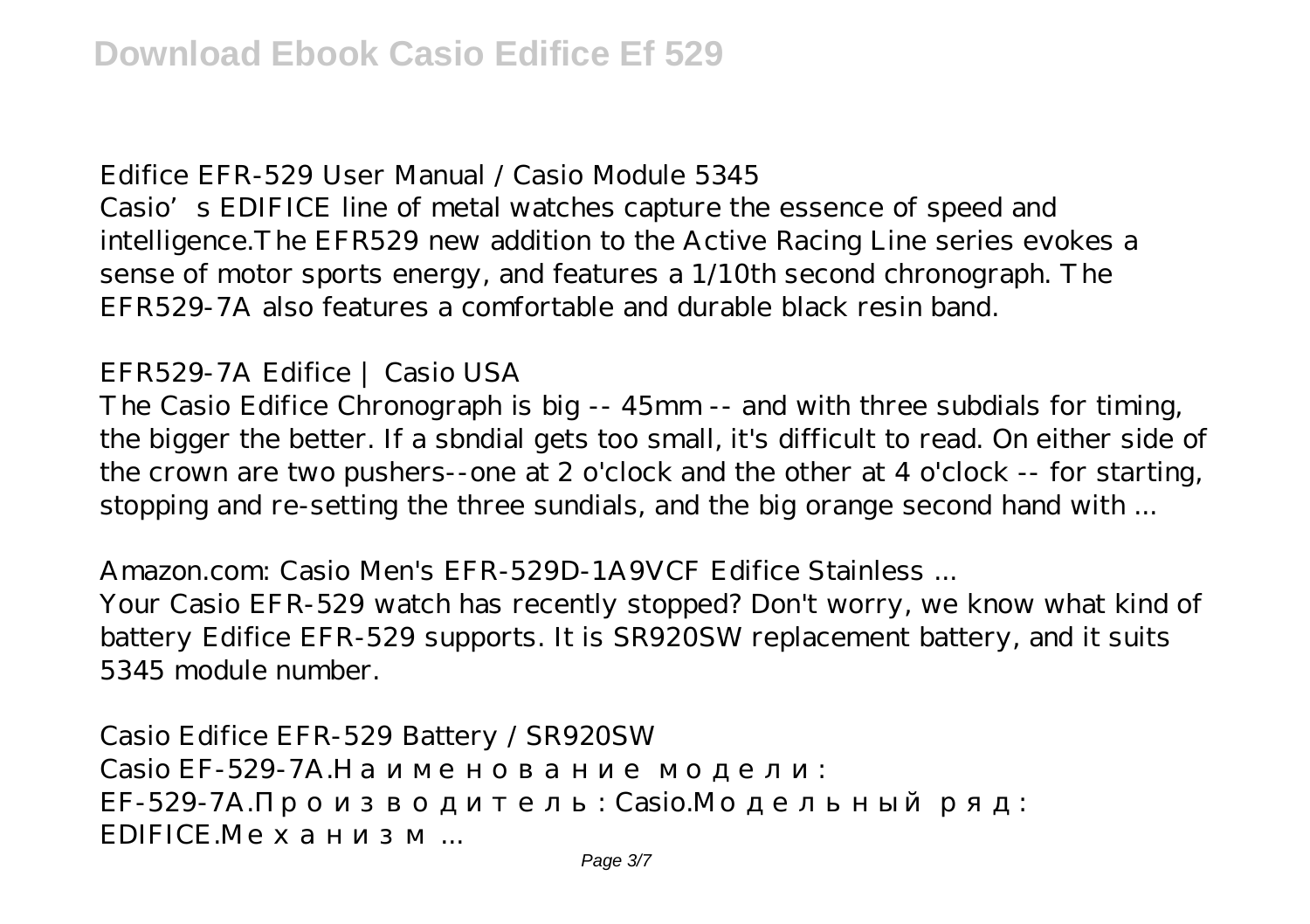*Edifice EFR-529 User Manual / Casio Module 5345*

Casio's EDIFICE line of metal watches capture the essence of speed and intelligence.The EFR529 new addition to the Active Racing Line series evokes a sense of motor sports energy, and features a 1/10th second chronograph. The EFR529-7A also features a comfortable and durable black resin band.

*EFR529-7A Edifice | Casio USA*

The Casio Edifice Chronograph is big -- 45mm -- and with three subdials for timing, the bigger the better. If a sbndial gets too small, it's difficult to read. On either side of the crown are two pushers--one at 2 o'clock and the other at 4 o'clock -- for starting, stopping and re-setting the three sundials, and the big orange second hand with ...

*Amazon.com: Casio Men's EFR-529D-1A9VCF Edifice Stainless ...*

Your Casio EFR-529 watch has recently stopped? Don't worry, we know what kind of battery Edifice EFR-529 supports. It is SR920SW replacement battery, and it suits 5345 module number.

*Casio Edifice EFR-529 Battery / SR920SW*

Casio EF-529-7A.Наименование модели: EF-529-7A.Производитель: Casio.Модельный ряд: EDIFICE.Механизм ...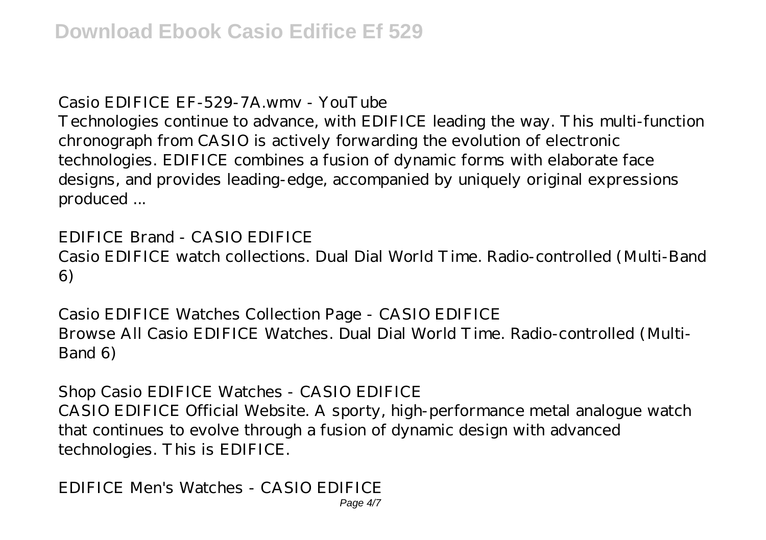*Casio EDIFICE EF-529-7A.wmv - YouTube*

Technologies continue to advance, with EDIFICE leading the way. This multi-function chronograph from CASIO is actively forwarding the evolution of electronic technologies. EDIFICE combines a fusion of dynamic forms with elaborate face designs, and provides leading-edge, accompanied by uniquely original expressions produced ...

*EDIFICE Brand - CASIO EDIFICE*

Casio EDIFICE watch collections. Dual Dial World Time. Radio-controlled (Multi-Band 6)

*Casio EDIFICE Watches Collection Page - CASIO EDIFICE*

Browse All Casio EDIFICE Watches. Dual Dial World Time. Radio-controlled (Multi-Band 6)

*Shop Casio EDIFICE Watches - CASIO EDIFICE*

CASIO EDIFICE Official Website. A sporty, high-performance metal analogue watch that continues to evolve through a fusion of dynamic design with advanced technologies. This is EDIFICE.

*EDIFICE Men's Watches - CASIO EDIFICE*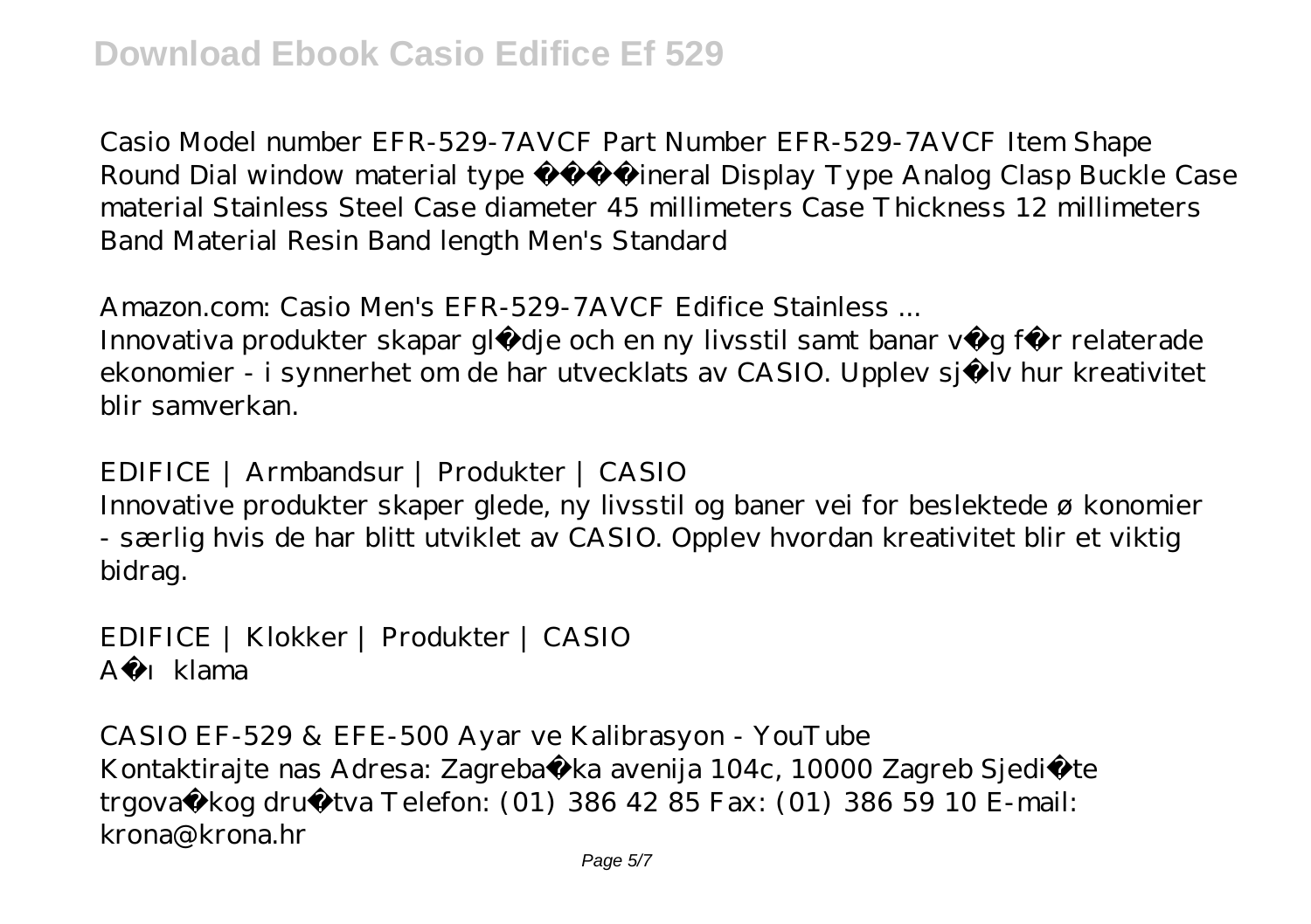Casio Model number EFR-529-7AVCF Part Number EFR-529-7AVCF Item Shape Round Dial window material type ���ineral Display Type Analog Clasp Buckle Case material Stainless Steel Case diameter 45 millimeters Case Thickness 12 millimeters Band Material Resin Band length Men's Standard

*Amazon.com: Casio Men's EFR-529-7AVCF Edifice Stainless ...*

Innovativa produkter skapar gl�dje och en ny livsstil samt banar v�g f�r relaterade ekonomier - i synnerhet om de har utvecklats av CASIO. Upplev sj�lv hur kreativitet blir samverkan.

*EDIFICE | Armbandsur | Produkter | CASIO*

Innovative produkter skaper glede, ny livsstil og baner vei for beslektede økonomier - særlig hvis de har blitt utviklet av CASIO. Opplev hvordan kreativitet blir et viktig bidrag.

*EDIFICE | Klokker | Produkter | CASIO*

A�ıklama

*CASIO EF-529 & EFE-500 Ayar ve Kalibrasyon - YouTube*

Kontaktirajte nas Adresa: Zagreba�ka avenija 104c, 10000 Zagreb Sjedi�te trgova�kog dru�tva Telefon: (01) 386 42 85 Fax: (01) 386 59 10 E-mail: krona@krona.hr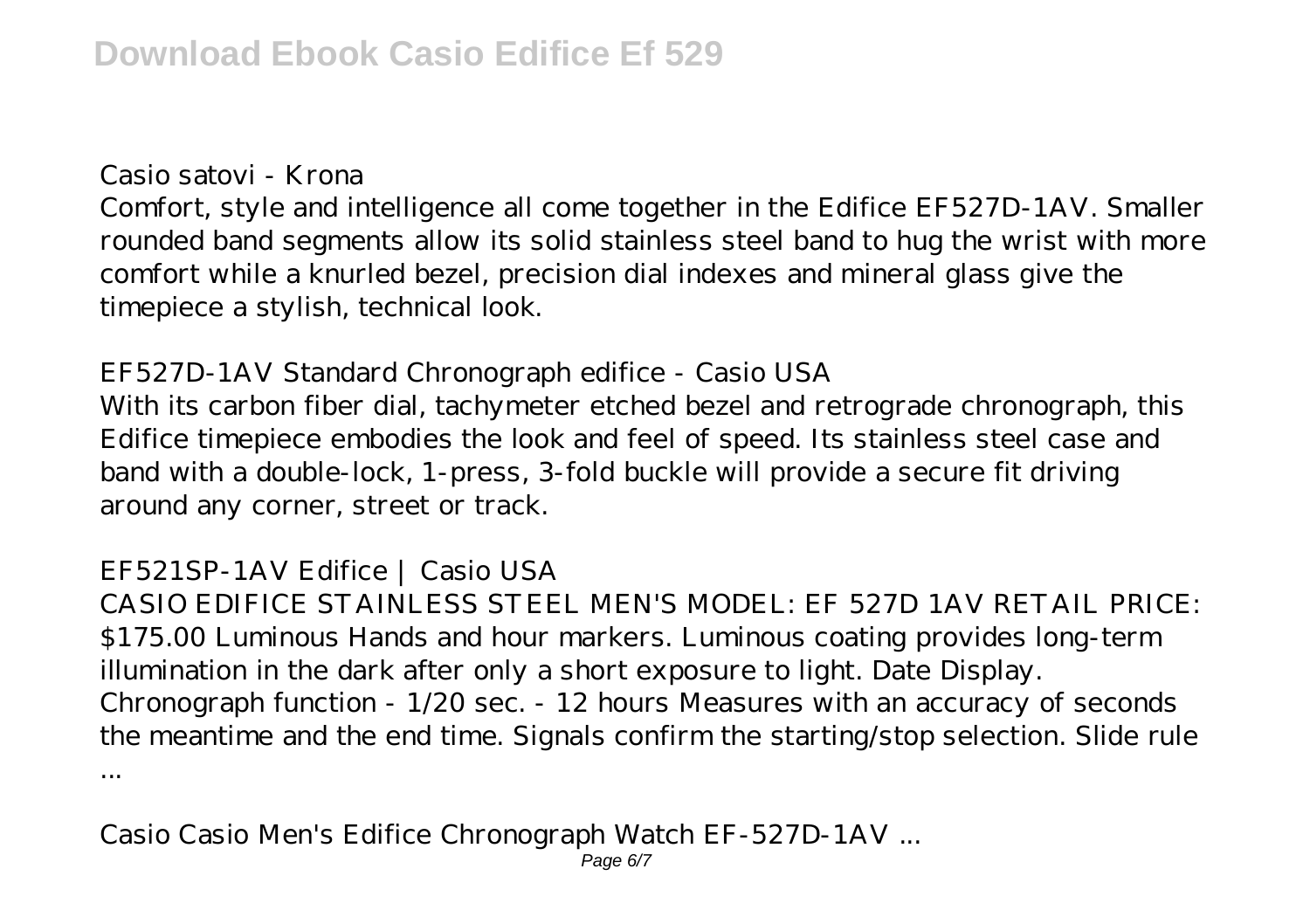Casio satovi - Krona

Comfort, style and intelligence all come together in the Edifice EF527D-1AV. Smaller rounded band segments allow its solid stainless steel band to hug the wrist with more comfort while a knurled bezel, precision dial indexes and mineral glass give the timepiece a stylish, technical look.

EF527D-1AV Standard Chronograph edifice - Casio USA

With its carbon fiber dial, tachymeter etched bezel and retrograde chronograph, this Edifice timepiece embodies the look and feel of speed. Its stainless steel case and band with a double-lock, 1-press, 3-fold buckle will provide a secure fit driving around any corner, street or track.

EF521SP-1AV Edifice | Casio USA

CASIO EDIFICE STAINLESS STEEL MEN'S MODEL: EF 527D 1AV RETAIL PRICE: $175.00 Luminous Hands and hour markers. Luminous coating provides long-term illumination in the dark after only a short exposure to light. Date Display. Chronograph function - 1/20 sec. - 12 hours Measures with an accuracy of seconds the meantime and the end time. Signals confirm the starting/stop selection. Slide rule ...

Casio Casio Men's Edifice Chronograph Watch EF-527D-1AV ...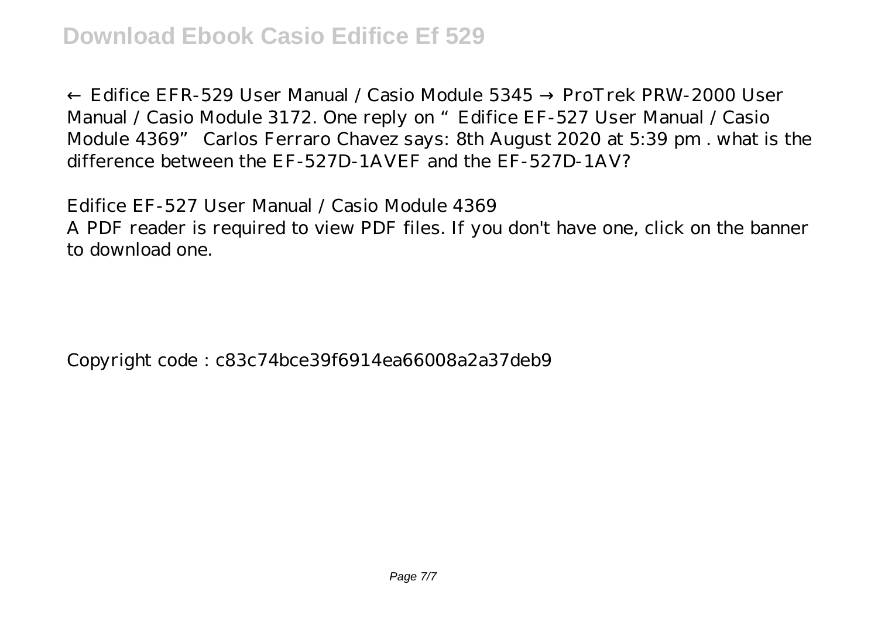← Edifice EFR-529 User Manual / Casio Module 5345 → ProTrek PRW-2000 User Manual / Casio Module 3172. One reply on " Edifice EF-527 User Manual / Casio Module 4369" Carlos Ferraro Chavez says: 8th August 2020 at 5:39 pm . what is the difference between the EF-527D-1AVEF and the EF-527D-1AV?

Edifice EF-527 User Manual / Casio Module 4369

A PDF reader is required to view PDF files. If you don't have one, click on the banner to download one.

Copyright code : c83c74bce39f6914ea66008a2a37deb9